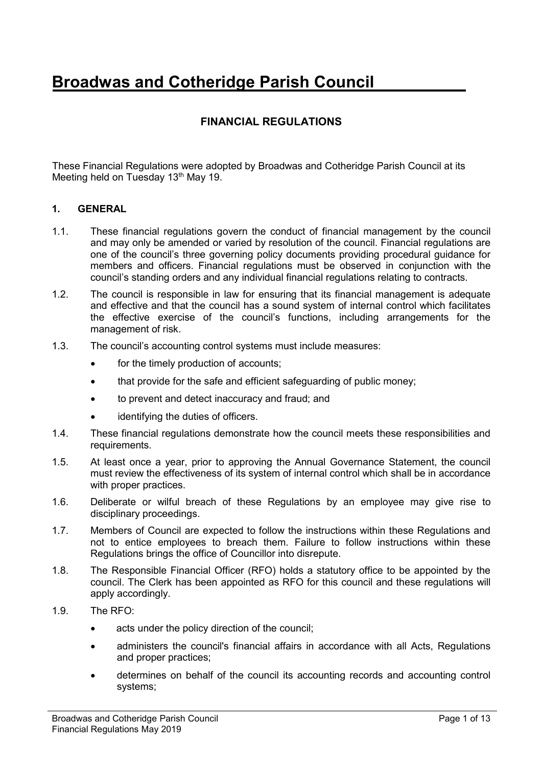# Broadwas and Cotheridge Parish Council

## FINANCIAL REGULATIONS

These Financial Regulations were adopted by Broadwas and Cotheridge Parish Council at its Meeting held on Tuesday 13th May 19.

### 1. GENERAL

1.1. These financial regulations govern the conduct of financial management by the council and may only be amended or varied by resolution of the council. Financial regulations are one of the council's three governing policy documents providing procedural guidance for members and officers. Financial regulations must be observed in conjunction with the council's standing orders and any individual financial regulations relating to contracts.

1.2. The council is responsible in law for ensuring that its financial management is adequate and effective and that the council has a sound system of internal control which facilitates the effective exercise of the council's functions, including arrangements for the management of risk.

1.3. The council's accounting control systems must include measures:

- for the timely production of accounts;
- that provide for the safe and efficient safeguarding of public money;
- to prevent and detect inaccuracy and fraud; and
- identifying the duties of officers.

1.4. These financial regulations demonstrate how the council meets these responsibilities and requirements.

1.5. At least once a year, prior to approving the Annual Governance Statement, the council must review the effectiveness of its system of internal control which shall be in accordance with proper practices.

1.6. Deliberate or wilful breach of these Regulations by an employee may give rise to disciplinary proceedings.

1.7. Members of Council are expected to follow the instructions within these Regulations and not to entice employees to breach them. Failure to follow instructions within these Regulations brings the office of Councillor into disrepute.

1.8. The Responsible Financial Officer (RFO) holds a statutory office to be appointed by the council. The Clerk has been appointed as RFO for this council and these regulations will apply accordingly.

1.9. The RFO:

- acts under the policy direction of the council;
- administers the council's financial affairs in accordance with all Acts, Regulations and proper practices;
- determines on behalf of the council its accounting records and accounting control systems;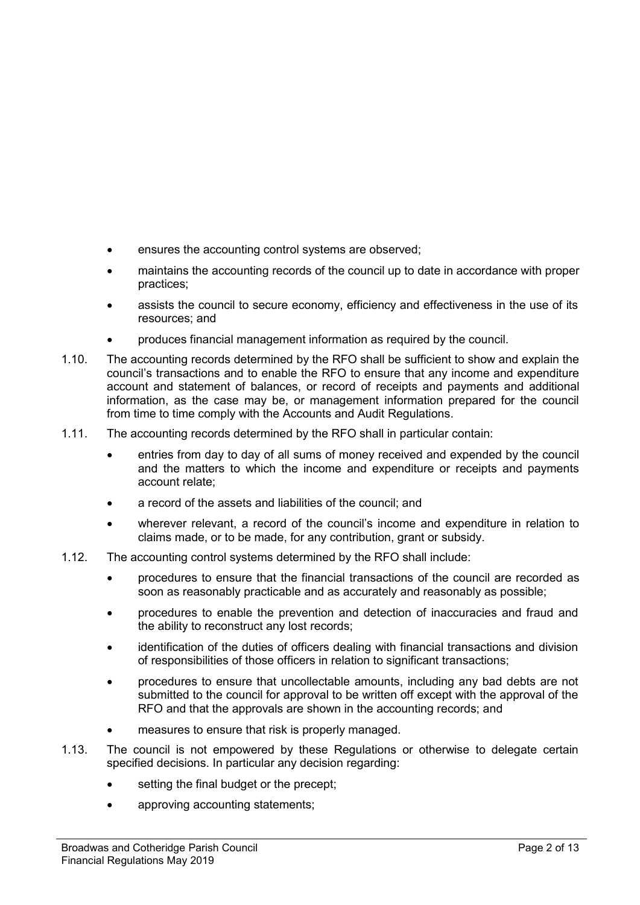- ensures the accounting control systems are observed;
- maintains the accounting records of the council up to date in accordance with proper practices;
- assists the council to secure economy, efficiency and effectiveness in the use of its resources; and
- produces financial management information as required by the council.

1.10. The accounting records determined by the RFO shall be sufficient to show and explain the council's transactions and to enable the RFO to ensure that any income and expenditure account and statement of balances, or record of receipts and payments and additional information, as the case may be, or management information prepared for the council from time to time comply with the Accounts and Audit Regulations.

1.11. The accounting records determined by the RFO shall in particular contain:

- entries from day to day of all sums of money received and expended by the council and the matters to which the income and expenditure or receipts and payments account relate;
- a record of the assets and liabilities of the council; and
- wherever relevant, a record of the council's income and expenditure in relation to claims made, or to be made, for any contribution, grant or subsidy.

1.12. The accounting control systems determined by the RFO shall include:

- procedures to ensure that the financial transactions of the council are recorded as soon as reasonably practicable and as accurately and reasonably as possible;
- procedures to enable the prevention and detection of inaccuracies and fraud and the ability to reconstruct any lost records;
- identification of the duties of officers dealing with financial transactions and division of responsibilities of those officers in relation to significant transactions;
- procedures to ensure that uncollectable amounts, including any bad debts are not submitted to the council for approval to be written off except with the approval of the RFO and that the approvals are shown in the accounting records; and
- measures to ensure that risk is properly managed.

1.13. The council is not empowered by these Regulations or otherwise to delegate certain specified decisions. In particular any decision regarding:

- setting the final budget or the precept;
- approving accounting statements;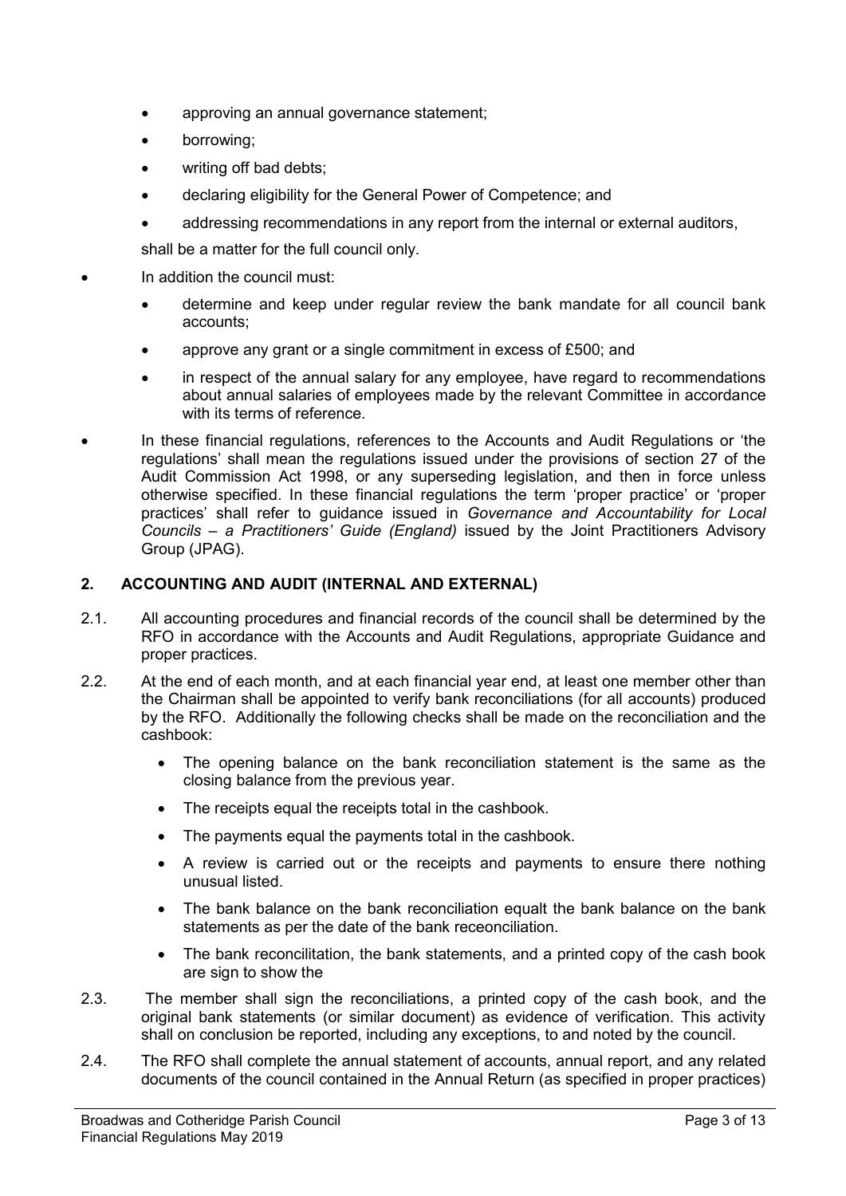- approving an annual governance statement;
- borrowing;
- writing off bad debts;
- declaring eligibility for the General Power of Competence; and
- addressing recommendations in any report from the internal or external auditors,

shall be a matter for the full council only.

- In addition the council must:
  - determine and keep under regular review the bank mandate for all council bank accounts;
  - approve any grant or a single commitment in excess of £500; and
  - in respect of the annual salary for any employee, have regard to recommendations about annual salaries of employees made by the relevant Committee in accordance with its terms of reference.
- In these financial regulations, references to the Accounts and Audit Regulations or 'the regulations' shall mean the regulations issued under the provisions of section 27 of the Audit Commission Act 1998, or any superseding legislation, and then in force unless otherwise specified. In these financial regulations the term 'proper practice' or 'proper practices' shall refer to guidance issued in *Governance and Accountability for Local Councils – a Practitioners' Guide (England)* issued by the Joint Practitioners Advisory Group (JPAG).

## 2. ACCOUNTING AND AUDIT (INTERNAL AND EXTERNAL)

2.1. All accounting procedures and financial records of the council shall be determined by the RFO in accordance with the Accounts and Audit Regulations, appropriate Guidance and proper practices.

2.2. At the end of each month, and at each financial year end, at least one member other than the Chairman shall be appointed to verify bank reconciliations (for all accounts) produced by the RFO. Additionally the following checks shall be made on the reconciliation and the cashbook:

- The opening balance on the bank reconciliation statement is the same as the closing balance from the previous year.
- The receipts equal the receipts total in the cashbook.
- The payments equal the payments total in the cashbook.
- A review is carried out or the receipts and payments to ensure there nothing unusual listed.
- The bank balance on the bank reconciliation equalt the bank balance on the bank statements as per the date of the bank receonciliation.
- The bank reconcilitation, the bank statements, and a printed copy of the cash book are sign to show the

2.3. The member shall sign the reconciliations, a printed copy of the cash book, and the original bank statements (or similar document) as evidence of verification. This activity shall on conclusion be reported, including any exceptions, to and noted by the council.

2.4. The RFO shall complete the annual statement of accounts, annual report, and any related documents of the council contained in the Annual Return (as specified in proper practices)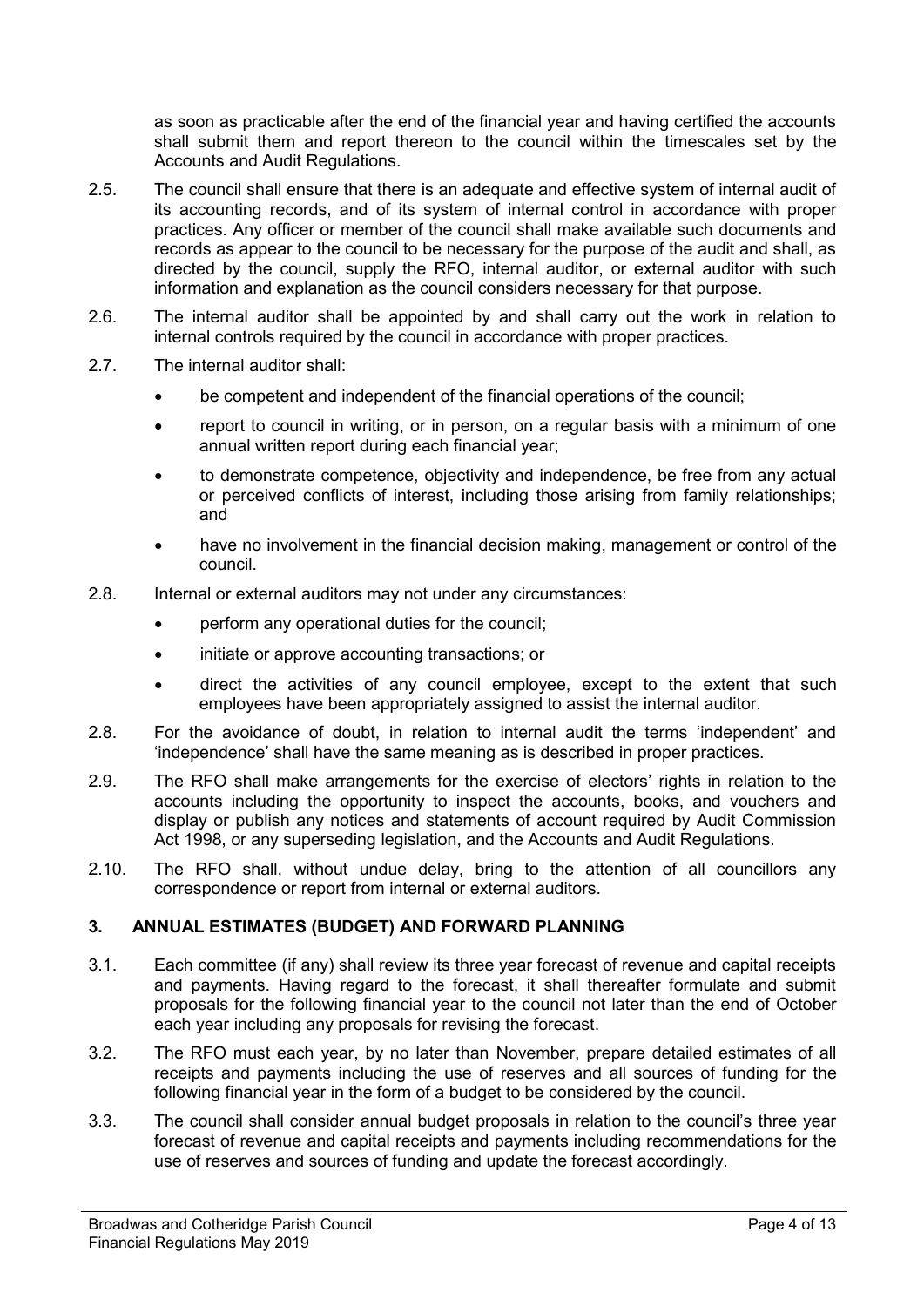as soon as practicable after the end of the financial year and having certified the accounts shall submit them and report thereon to the council within the timescales set by the Accounts and Audit Regulations.

2.5. The council shall ensure that there is an adequate and effective system of internal audit of its accounting records, and of its system of internal control in accordance with proper practices. Any officer or member of the council shall make available such documents and records as appear to the council to be necessary for the purpose of the audit and shall, as directed by the council, supply the RFO, internal auditor, or external auditor with such information and explanation as the council considers necessary for that purpose.

2.6. The internal auditor shall be appointed by and shall carry out the work in relation to internal controls required by the council in accordance with proper practices.

2.7. The internal auditor shall:

- be competent and independent of the financial operations of the council;
- report to council in writing, or in person, on a regular basis with a minimum of one annual written report during each financial year;
- to demonstrate competence, objectivity and independence, be free from any actual or perceived conflicts of interest, including those arising from family relationships; and
- have no involvement in the financial decision making, management or control of the council.

2.8. Internal or external auditors may not under any circumstances:

- perform any operational duties for the council;
- initiate or approve accounting transactions; or
- direct the activities of any council employee, except to the extent that such employees have been appropriately assigned to assist the internal auditor.

2.8. For the avoidance of doubt, in relation to internal audit the terms 'independent' and 'independence' shall have the same meaning as is described in proper practices.

2.9. The RFO shall make arrangements for the exercise of electors' rights in relation to the accounts including the opportunity to inspect the accounts, books, and vouchers and display or publish any notices and statements of account required by Audit Commission Act 1998, or any superseding legislation, and the Accounts and Audit Regulations.

2.10. The RFO shall, without undue delay, bring to the attention of all councillors any correspondence or report from internal or external auditors.

## 3. ANNUAL ESTIMATES (BUDGET) AND FORWARD PLANNING

3.1. Each committee (if any) shall review its three year forecast of revenue and capital receipts and payments. Having regard to the forecast, it shall thereafter formulate and submit proposals for the following financial year to the council not later than the end of October each year including any proposals for revising the forecast.

3.2. The RFO must each year, by no later than November, prepare detailed estimates of all receipts and payments including the use of reserves and all sources of funding for the following financial year in the form of a budget to be considered by the council.

3.3. The council shall consider annual budget proposals in relation to the council's three year forecast of revenue and capital receipts and payments including recommendations for the use of reserves and sources of funding and update the forecast accordingly.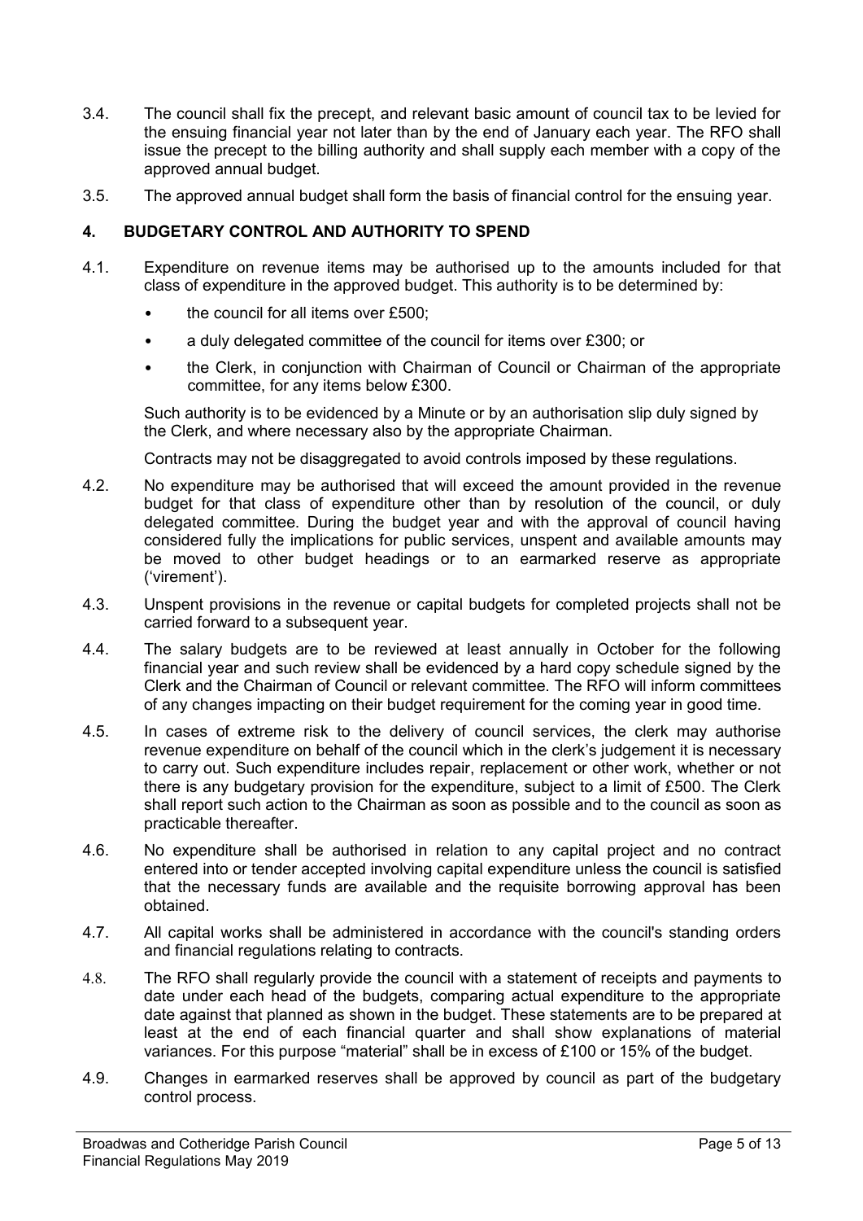3.4. The council shall fix the precept, and relevant basic amount of council tax to be levied for the ensuing financial year not later than by the end of January each year. The RFO shall issue the precept to the billing authority and shall supply each member with a copy of the approved annual budget.

3.5. The approved annual budget shall form the basis of financial control for the ensuing year.

## 4. BUDGETARY CONTROL AND AUTHORITY TO SPEND

4.1. Expenditure on revenue items may be authorised up to the amounts included for that class of expenditure in the approved budget. This authority is to be determined by:

- the council for all items over £500;
- a duly delegated committee of the council for items over £300; or
- the Clerk, in conjunction with Chairman of Council or Chairman of the appropriate committee, for any items below £300.

Such authority is to be evidenced by a Minute or by an authorisation slip duly signed by the Clerk, and where necessary also by the appropriate Chairman.

Contracts may not be disaggregated to avoid controls imposed by these regulations.

4.2. No expenditure may be authorised that will exceed the amount provided in the revenue budget for that class of expenditure other than by resolution of the council, or duly delegated committee. During the budget year and with the approval of council having considered fully the implications for public services, unspent and available amounts may be moved to other budget headings or to an earmarked reserve as appropriate ('virement').

4.3. Unspent provisions in the revenue or capital budgets for completed projects shall not be carried forward to a subsequent year.

4.4. The salary budgets are to be reviewed at least annually in October for the following financial year and such review shall be evidenced by a hard copy schedule signed by the Clerk and the Chairman of Council or relevant committee. The RFO will inform committees of any changes impacting on their budget requirement for the coming year in good time.

4.5. In cases of extreme risk to the delivery of council services, the clerk may authorise revenue expenditure on behalf of the council which in the clerk's judgement it is necessary to carry out. Such expenditure includes repair, replacement or other work, whether or not there is any budgetary provision for the expenditure, subject to a limit of £500. The Clerk shall report such action to the Chairman as soon as possible and to the council as soon as practicable thereafter.

4.6. No expenditure shall be authorised in relation to any capital project and no contract entered into or tender accepted involving capital expenditure unless the council is satisfied that the necessary funds are available and the requisite borrowing approval has been obtained.

4.7. All capital works shall be administered in accordance with the council's standing orders and financial regulations relating to contracts.

4.8. The RFO shall regularly provide the council with a statement of receipts and payments to date under each head of the budgets, comparing actual expenditure to the appropriate date against that planned as shown in the budget. These statements are to be prepared at least at the end of each financial quarter and shall show explanations of material variances. For this purpose "material" shall be in excess of £100 or 15% of the budget.

4.9. Changes in earmarked reserves shall be approved by council as part of the budgetary control process.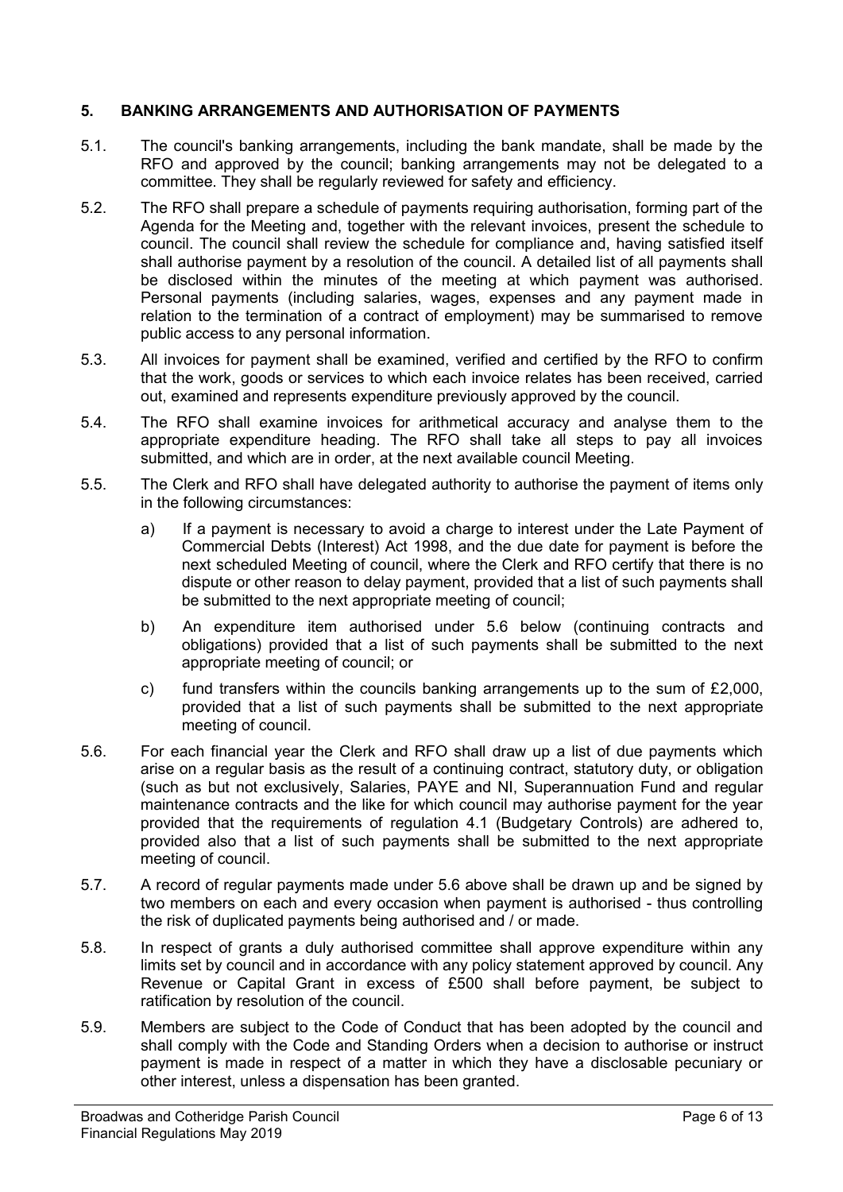## 5. BANKING ARRANGEMENTS AND AUTHORISATION OF PAYMENTS

5.1. The council's banking arrangements, including the bank mandate, shall be made by the RFO and approved by the council; banking arrangements may not be delegated to a committee. They shall be regularly reviewed for safety and efficiency.

5.2. The RFO shall prepare a schedule of payments requiring authorisation, forming part of the Agenda for the Meeting and, together with the relevant invoices, present the schedule to council. The council shall review the schedule for compliance and, having satisfied itself shall authorise payment by a resolution of the council. A detailed list of all payments shall be disclosed within the minutes of the meeting at which payment was authorised. Personal payments (including salaries, wages, expenses and any payment made in relation to the termination of a contract of employment) may be summarised to remove public access to any personal information.

5.3. All invoices for payment shall be examined, verified and certified by the RFO to confirm that the work, goods or services to which each invoice relates has been received, carried out, examined and represents expenditure previously approved by the council.

5.4. The RFO shall examine invoices for arithmetical accuracy and analyse them to the appropriate expenditure heading. The RFO shall take all steps to pay all invoices submitted, and which are in order, at the next available council Meeting.

5.5. The Clerk and RFO shall have delegated authority to authorise the payment of items only in the following circumstances:

- a) If a payment is necessary to avoid a charge to interest under the Late Payment of Commercial Debts (Interest) Act 1998, and the due date for payment is before the next scheduled Meeting of council, where the Clerk and RFO certify that there is no dispute or other reason to delay payment, provided that a list of such payments shall be submitted to the next appropriate meeting of council;
- b) An expenditure item authorised under 5.6 below (continuing contracts and obligations) provided that a list of such payments shall be submitted to the next appropriate meeting of council; or
- c) fund transfers within the councils banking arrangements up to the sum of £2,000, provided that a list of such payments shall be submitted to the next appropriate meeting of council.

5.6. For each financial year the Clerk and RFO shall draw up a list of due payments which arise on a regular basis as the result of a continuing contract, statutory duty, or obligation (such as but not exclusively, Salaries, PAYE and NI, Superannuation Fund and regular maintenance contracts and the like for which council may authorise payment for the year provided that the requirements of regulation 4.1 (Budgetary Controls) are adhered to, provided also that a list of such payments shall be submitted to the next appropriate meeting of council.

5.7. A record of regular payments made under 5.6 above shall be drawn up and be signed by two members on each and every occasion when payment is authorised - thus controlling the risk of duplicated payments being authorised and / or made.

5.8. In respect of grants a duly authorised committee shall approve expenditure within any limits set by council and in accordance with any policy statement approved by council. Any Revenue or Capital Grant in excess of £500 shall before payment, be subject to ratification by resolution of the council.

5.9. Members are subject to the Code of Conduct that has been adopted by the council and shall comply with the Code and Standing Orders when a decision to authorise or instruct payment is made in respect of a matter in which they have a disclosable pecuniary or other interest, unless a dispensation has been granted.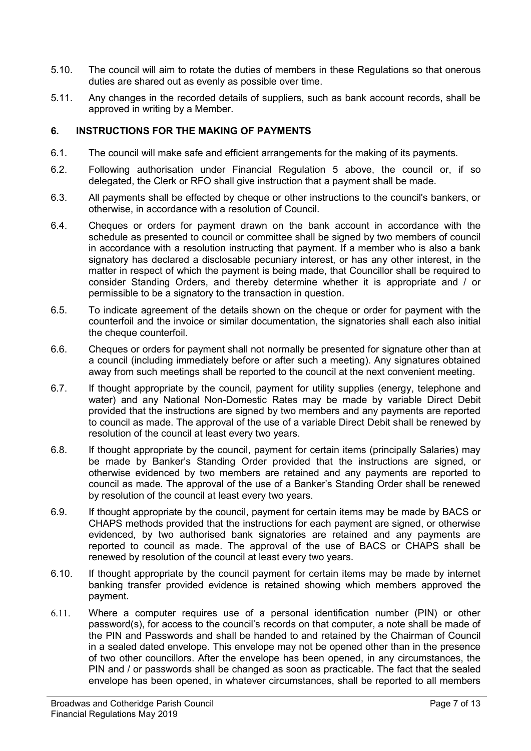5.10. The council will aim to rotate the duties of members in these Regulations so that onerous duties are shared out as evenly as possible over time.

5.11. Any changes in the recorded details of suppliers, such as bank account records, shall be approved in writing by a Member.

## 6. INSTRUCTIONS FOR THE MAKING OF PAYMENTS

6.1. The council will make safe and efficient arrangements for the making of its payments.

6.2. Following authorisation under Financial Regulation 5 above, the council or, if so delegated, the Clerk or RFO shall give instruction that a payment shall be made.

6.3. All payments shall be effected by cheque or other instructions to the council's bankers, or otherwise, in accordance with a resolution of Council.

6.4. Cheques or orders for payment drawn on the bank account in accordance with the schedule as presented to council or committee shall be signed by two members of council in accordance with a resolution instructing that payment. If a member who is also a bank signatory has declared a disclosable pecuniary interest, or has any other interest, in the matter in respect of which the payment is being made, that Councillor shall be required to consider Standing Orders, and thereby determine whether it is appropriate and / or permissible to be a signatory to the transaction in question.

6.5. To indicate agreement of the details shown on the cheque or order for payment with the counterfoil and the invoice or similar documentation, the signatories shall each also initial the cheque counterfoil.

6.6. Cheques or orders for payment shall not normally be presented for signature other than at a council (including immediately before or after such a meeting). Any signatures obtained away from such meetings shall be reported to the council at the next convenient meeting.

6.7. If thought appropriate by the council, payment for utility supplies (energy, telephone and water) and any National Non-Domestic Rates may be made by variable Direct Debit provided that the instructions are signed by two members and any payments are reported to council as made. The approval of the use of a variable Direct Debit shall be renewed by resolution of the council at least every two years.

6.8. If thought appropriate by the council, payment for certain items (principally Salaries) may be made by Banker's Standing Order provided that the instructions are signed, or otherwise evidenced by two members are retained and any payments are reported to council as made. The approval of the use of a Banker's Standing Order shall be renewed by resolution of the council at least every two years.

6.9. If thought appropriate by the council, payment for certain items may be made by BACS or CHAPS methods provided that the instructions for each payment are signed, or otherwise evidenced, by two authorised bank signatories are retained and any payments are reported to council as made. The approval of the use of BACS or CHAPS shall be renewed by resolution of the council at least every two years.

6.10. If thought appropriate by the council payment for certain items may be made by internet banking transfer provided evidence is retained showing which members approved the payment.

6.11. Where a computer requires use of a personal identification number (PIN) or other password(s), for access to the council's records on that computer, a note shall be made of the PIN and Passwords and shall be handed to and retained by the Chairman of Council in a sealed dated envelope. This envelope may not be opened other than in the presence of two other councillors. After the envelope has been opened, in any circumstances, the PIN and / or passwords shall be changed as soon as practicable. The fact that the sealed envelope has been opened, in whatever circumstances, shall be reported to all members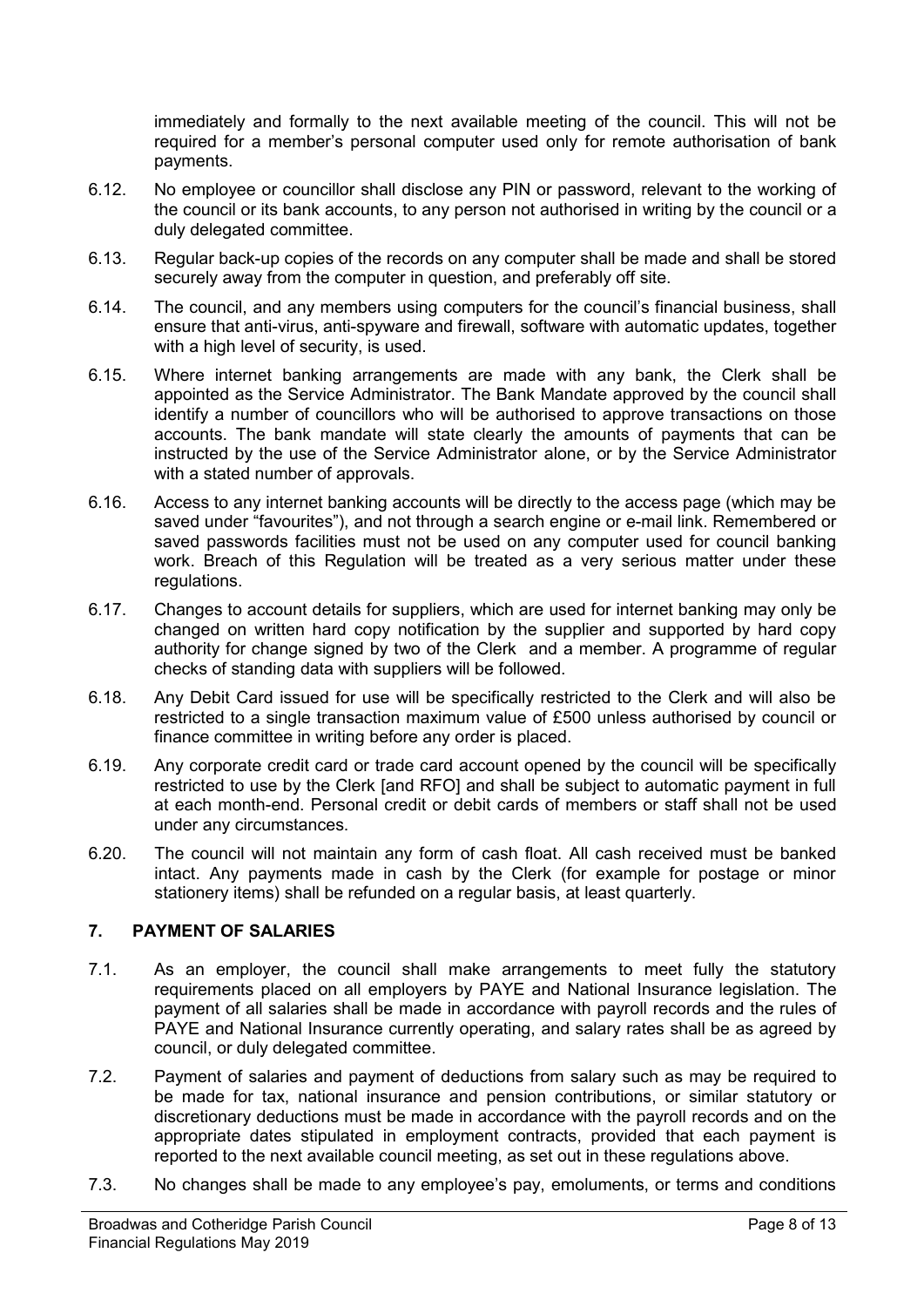immediately and formally to the next available meeting of the council. This will not be required for a member's personal computer used only for remote authorisation of bank payments.

6.12. No employee or councillor shall disclose any PIN or password, relevant to the working of the council or its bank accounts, to any person not authorised in writing by the council or a duly delegated committee.

6.13. Regular back-up copies of the records on any computer shall be made and shall be stored securely away from the computer in question, and preferably off site.

6.14. The council, and any members using computers for the council's financial business, shall ensure that anti-virus, anti-spyware and firewall, software with automatic updates, together with a high level of security, is used.

6.15. Where internet banking arrangements are made with any bank, the Clerk shall be appointed as the Service Administrator. The Bank Mandate approved by the council shall identify a number of councillors who will be authorised to approve transactions on those accounts. The bank mandate will state clearly the amounts of payments that can be instructed by the use of the Service Administrator alone, or by the Service Administrator with a stated number of approvals.

6.16. Access to any internet banking accounts will be directly to the access page (which may be saved under "favourites"), and not through a search engine or e-mail link. Remembered or saved passwords facilities must not be used on any computer used for council banking work. Breach of this Regulation will be treated as a very serious matter under these regulations.

6.17. Changes to account details for suppliers, which are used for internet banking may only be changed on written hard copy notification by the supplier and supported by hard copy authority for change signed by two of the Clerk and a member. A programme of regular checks of standing data with suppliers will be followed.

6.18. Any Debit Card issued for use will be specifically restricted to the Clerk and will also be restricted to a single transaction maximum value of £500 unless authorised by council or finance committee in writing before any order is placed.

6.19. Any corporate credit card or trade card account opened by the council will be specifically restricted to use by the Clerk [and RFO] and shall be subject to automatic payment in full at each month-end. Personal credit or debit cards of members or staff shall not be used under any circumstances.

6.20. The council will not maintain any form of cash float. All cash received must be banked intact. Any payments made in cash by the Clerk (for example for postage or minor stationery items) shall be refunded on a regular basis, at least quarterly.

## 7. PAYMENT OF SALARIES

7.1. As an employer, the council shall make arrangements to meet fully the statutory requirements placed on all employers by PAYE and National Insurance legislation. The payment of all salaries shall be made in accordance with payroll records and the rules of PAYE and National Insurance currently operating, and salary rates shall be as agreed by council, or duly delegated committee.

7.2. Payment of salaries and payment of deductions from salary such as may be required to be made for tax, national insurance and pension contributions, or similar statutory or discretionary deductions must be made in accordance with the payroll records and on the appropriate dates stipulated in employment contracts, provided that each payment is reported to the next available council meeting, as set out in these regulations above.

7.3. No changes shall be made to any employee's pay, emoluments, or terms and conditions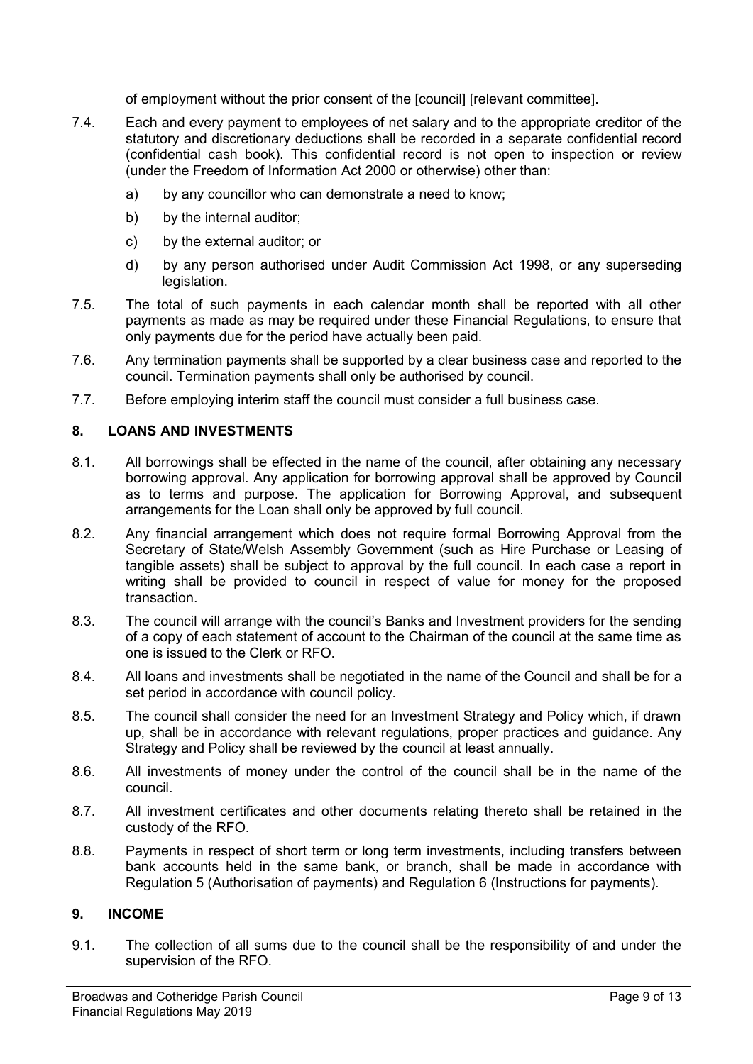of employment without the prior consent of the [council] [relevant committee].

7.4. Each and every payment to employees of net salary and to the appropriate creditor of the statutory and discretionary deductions shall be recorded in a separate confidential record (confidential cash book). This confidential record is not open to inspection or review (under the Freedom of Information Act 2000 or otherwise) other than:

a) by any councillor who can demonstrate a need to know;

b) by the internal auditor;

c) by the external auditor; or

d) by any person authorised under Audit Commission Act 1998, or any superseding legislation.

7.5. The total of such payments in each calendar month shall be reported with all other payments as made as may be required under these Financial Regulations, to ensure that only payments due for the period have actually been paid.

7.6. Any termination payments shall be supported by a clear business case and reported to the council. Termination payments shall only be authorised by council.

7.7. Before employing interim staff the council must consider a full business case.

## 8. LOANS AND INVESTMENTS

8.1. All borrowings shall be effected in the name of the council, after obtaining any necessary borrowing approval. Any application for borrowing approval shall be approved by Council as to terms and purpose. The application for Borrowing Approval, and subsequent arrangements for the Loan shall only be approved by full council.

8.2. Any financial arrangement which does not require formal Borrowing Approval from the Secretary of State/Welsh Assembly Government (such as Hire Purchase or Leasing of tangible assets) shall be subject to approval by the full council. In each case a report in writing shall be provided to council in respect of value for money for the proposed transaction.

8.3. The council will arrange with the council's Banks and Investment providers for the sending of a copy of each statement of account to the Chairman of the council at the same time as one is issued to the Clerk or RFO.

8.4. All loans and investments shall be negotiated in the name of the Council and shall be for a set period in accordance with council policy.

8.5. The council shall consider the need for an Investment Strategy and Policy which, if drawn up, shall be in accordance with relevant regulations, proper practices and guidance. Any Strategy and Policy shall be reviewed by the council at least annually.

8.6. All investments of money under the control of the council shall be in the name of the council.

8.7. All investment certificates and other documents relating thereto shall be retained in the custody of the RFO.

8.8. Payments in respect of short term or long term investments, including transfers between bank accounts held in the same bank, or branch, shall be made in accordance with Regulation 5 (Authorisation of payments) and Regulation 6 (Instructions for payments).

## 9. INCOME

9.1. The collection of all sums due to the council shall be the responsibility of and under the supervision of the RFO.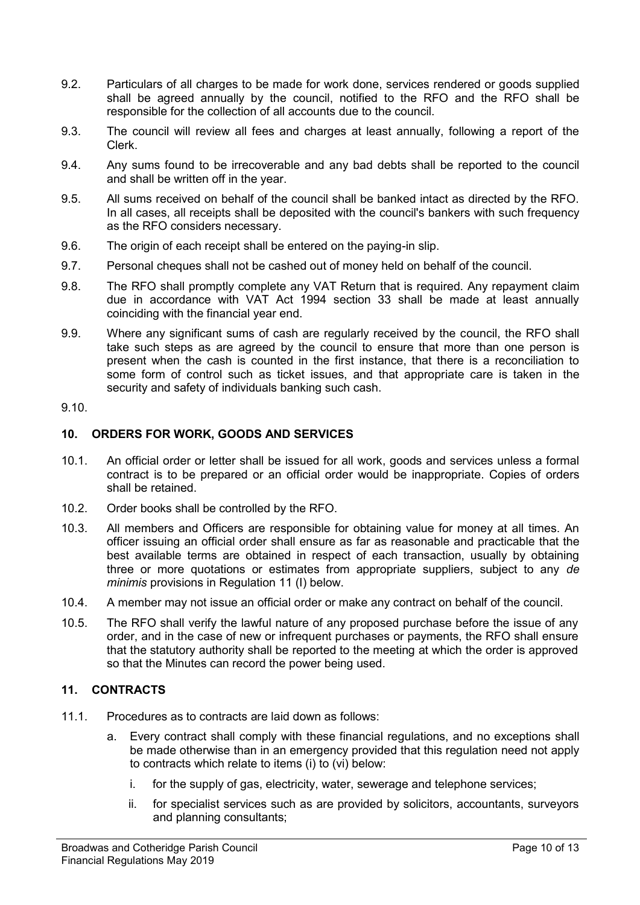9.2. Particulars of all charges to be made for work done, services rendered or goods supplied shall be agreed annually by the council, notified to the RFO and the RFO shall be responsible for the collection of all accounts due to the council.

9.3. The council will review all fees and charges at least annually, following a report of the Clerk.

9.4. Any sums found to be irrecoverable and any bad debts shall be reported to the council and shall be written off in the year.

9.5. All sums received on behalf of the council shall be banked intact as directed by the RFO. In all cases, all receipts shall be deposited with the council's bankers with such frequency as the RFO considers necessary.

9.6. The origin of each receipt shall be entered on the paying-in slip.

9.7. Personal cheques shall not be cashed out of money held on behalf of the council.

9.8. The RFO shall promptly complete any VAT Return that is required. Any repayment claim due in accordance with VAT Act 1994 section 33 shall be made at least annually coinciding with the financial year end.

9.9. Where any significant sums of cash are regularly received by the council, the RFO shall take such steps as are agreed by the council to ensure that more than one person is present when the cash is counted in the first instance, that there is a reconciliation to some form of control such as ticket issues, and that appropriate care is taken in the security and safety of individuals banking such cash.

9.10.

## 10. ORDERS FOR WORK, GOODS AND SERVICES

10.1. An official order or letter shall be issued for all work, goods and services unless a formal contract is to be prepared or an official order would be inappropriate. Copies of orders shall be retained.

10.2. Order books shall be controlled by the RFO.

10.3. All members and Officers are responsible for obtaining value for money at all times. An officer issuing an official order shall ensure as far as reasonable and practicable that the best available terms are obtained in respect of each transaction, usually by obtaining three or more quotations or estimates from appropriate suppliers, subject to any *de minimis* provisions in Regulation 11 (I) below.

10.4. A member may not issue an official order or make any contract on behalf of the council.

10.5. The RFO shall verify the lawful nature of any proposed purchase before the issue of any order, and in the case of new or infrequent purchases or payments, the RFO shall ensure that the statutory authority shall be reported to the meeting at which the order is approved so that the Minutes can record the power being used.

## 11. CONTRACTS

11.1. Procedures as to contracts are laid down as follows:

a. Every contract shall comply with these financial regulations, and no exceptions shall be made otherwise than in an emergency provided that this regulation need not apply to contracts which relate to items (i) to (vi) below:

   i. for the supply of gas, electricity, water, sewerage and telephone services;

   ii. for specialist services such as are provided by solicitors, accountants, surveyors and planning consultants;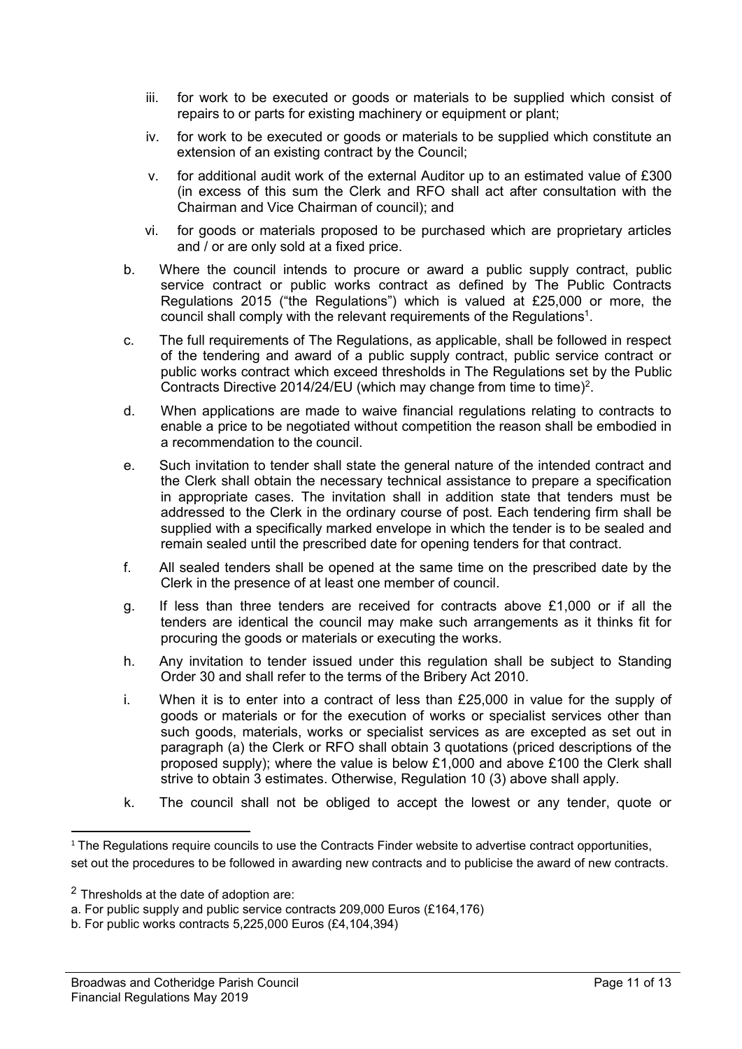iii. for work to be executed or goods or materials to be supplied which consist of repairs to or parts for existing machinery or equipment or plant;

iv. for work to be executed or goods or materials to be supplied which constitute an extension of an existing contract by the Council;

v. for additional audit work of the external Auditor up to an estimated value of £300 (in excess of this sum the Clerk and RFO shall act after consultation with the Chairman and Vice Chairman of council); and

vi. for goods or materials proposed to be purchased which are proprietary articles and / or are only sold at a fixed price.

b. Where the council intends to procure or award a public supply contract, public service contract or public works contract as defined by The Public Contracts Regulations 2015 ("the Regulations") which is valued at £25,000 or more, the council shall comply with the relevant requirements of the Regulations[1].

c. The full requirements of The Regulations, as applicable, shall be followed in respect of the tendering and award of a public supply contract, public service contract or public works contract which exceed thresholds in The Regulations set by the Public Contracts Directive 2014/24/EU (which may change from time to time)[2].

d. When applications are made to waive financial regulations relating to contracts to enable a price to be negotiated without competition the reason shall be embodied in a recommendation to the council.

e. Such invitation to tender shall state the general nature of the intended contract and the Clerk shall obtain the necessary technical assistance to prepare a specification in appropriate cases. The invitation shall in addition state that tenders must be addressed to the Clerk in the ordinary course of post. Each tendering firm shall be supplied with a specifically marked envelope in which the tender is to be sealed and remain sealed until the prescribed date for opening tenders for that contract.

f. All sealed tenders shall be opened at the same time on the prescribed date by the Clerk in the presence of at least one member of council.

g. If less than three tenders are received for contracts above £1,000 or if all the tenders are identical the council may make such arrangements as it thinks fit for procuring the goods or materials or executing the works.

h. Any invitation to tender issued under this regulation shall be subject to Standing Order 30 and shall refer to the terms of the Bribery Act 2010.

i. When it is to enter into a contract of less than £25,000 in value for the supply of goods or materials or for the execution of works or specialist services other than such goods, materials, works or specialist services as are excepted as set out in paragraph (a) the Clerk or RFO shall obtain 3 quotations (priced descriptions of the proposed supply); where the value is below £1,000 and above £100 the Clerk shall strive to obtain 3 estimates. Otherwise, Regulation 10 (3) above shall apply.

k. The council shall not be obliged to accept the lowest or any tender, quote or

---

[1] The Regulations require councils to use the Contracts Finder website to advertise contract opportunities, set out the procedures to be followed in awarding new contracts and to publicise the award of new contracts.

[2] Thresholds at the date of adoption are:
a. For public supply and public service contracts 209,000 Euros (£164,176)
b. For public works contracts 5,225,000 Euros (£4,104,394)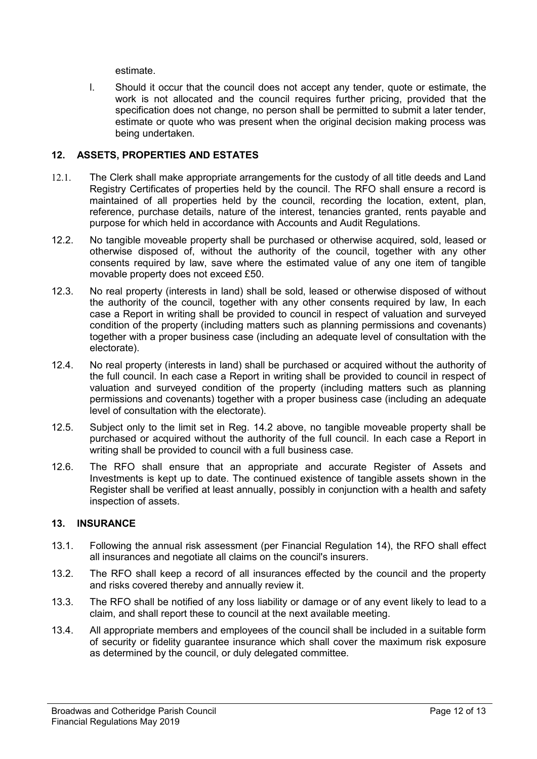estimate.

l. Should it occur that the council does not accept any tender, quote or estimate, the work is not allocated and the council requires further pricing, provided that the specification does not change, no person shall be permitted to submit a later tender, estimate or quote who was present when the original decision making process was being undertaken.

## 12. ASSETS, PROPERTIES AND ESTATES

12.1. The Clerk shall make appropriate arrangements for the custody of all title deeds and Land Registry Certificates of properties held by the council. The RFO shall ensure a record is maintained of all properties held by the council, recording the location, extent, plan, reference, purchase details, nature of the interest, tenancies granted, rents payable and purpose for which held in accordance with Accounts and Audit Regulations.

12.2. No tangible moveable property shall be purchased or otherwise acquired, sold, leased or otherwise disposed of, without the authority of the council, together with any other consents required by law, save where the estimated value of any one item of tangible movable property does not exceed £50.

12.3. No real property (interests in land) shall be sold, leased or otherwise disposed of without the authority of the council, together with any other consents required by law, In each case a Report in writing shall be provided to council in respect of valuation and surveyed condition of the property (including matters such as planning permissions and covenants) together with a proper business case (including an adequate level of consultation with the electorate).

12.4. No real property (interests in land) shall be purchased or acquired without the authority of the full council. In each case a Report in writing shall be provided to council in respect of valuation and surveyed condition of the property (including matters such as planning permissions and covenants) together with a proper business case (including an adequate level of consultation with the electorate).

12.5. Subject only to the limit set in Reg. 14.2 above, no tangible moveable property shall be purchased or acquired without the authority of the full council. In each case a Report in writing shall be provided to council with a full business case.

12.6. The RFO shall ensure that an appropriate and accurate Register of Assets and Investments is kept up to date. The continued existence of tangible assets shown in the Register shall be verified at least annually, possibly in conjunction with a health and safety inspection of assets.

## 13. INSURANCE

13.1. Following the annual risk assessment (per Financial Regulation 14), the RFO shall effect all insurances and negotiate all claims on the council's insurers.

13.2. The RFO shall keep a record of all insurances effected by the council and the property and risks covered thereby and annually review it.

13.3. The RFO shall be notified of any loss liability or damage or of any event likely to lead to a claim, and shall report these to council at the next available meeting.

13.4. All appropriate members and employees of the council shall be included in a suitable form of security or fidelity guarantee insurance which shall cover the maximum risk exposure as determined by the council, or duly delegated committee.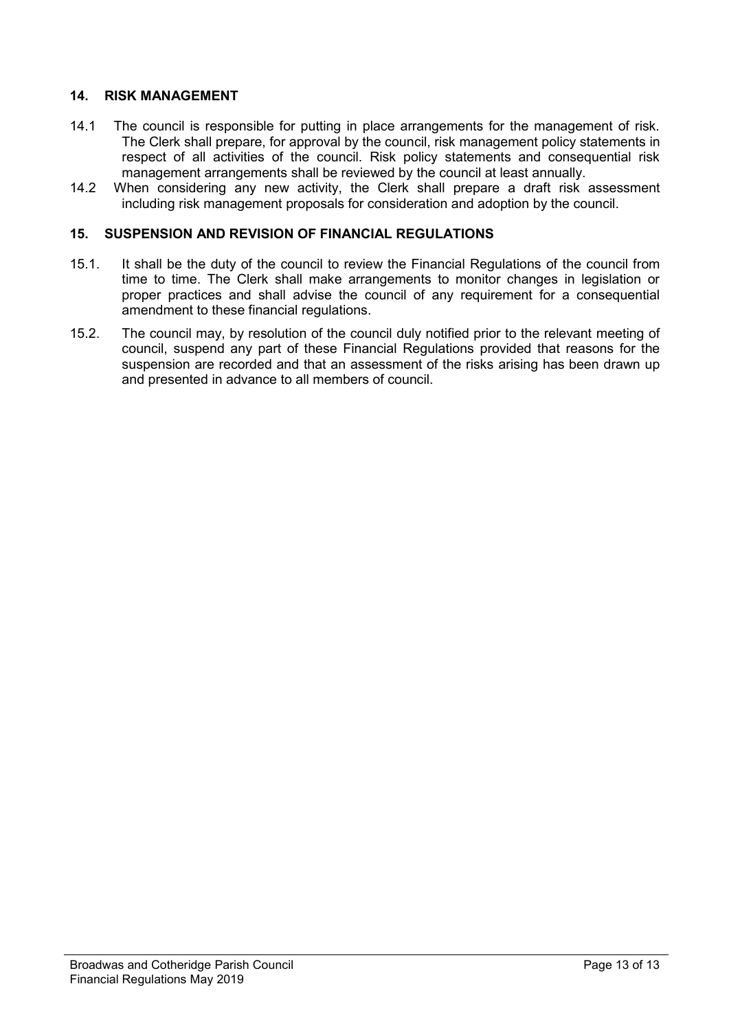## 14. RISK MANAGEMENT

14.1 The council is responsible for putting in place arrangements for the management of risk. The Clerk shall prepare, for approval by the council, risk management policy statements in respect of all activities of the council. Risk policy statements and consequential risk management arrangements shall be reviewed by the council at least annually.

14.2 When considering any new activity, the Clerk shall prepare a draft risk assessment including risk management proposals for consideration and adoption by the council.

## 15. SUSPENSION AND REVISION OF FINANCIAL REGULATIONS

15.1. It shall be the duty of the council to review the Financial Regulations of the council from time to time. The Clerk shall make arrangements to monitor changes in legislation or proper practices and shall advise the council of any requirement for a consequential amendment to these financial regulations.

15.2. The council may, by resolution of the council duly notified prior to the relevant meeting of council, suspend any part of these Financial Regulations provided that reasons for the suspension are recorded and that an assessment of the risks arising has been drawn up and presented in advance to all members of council.